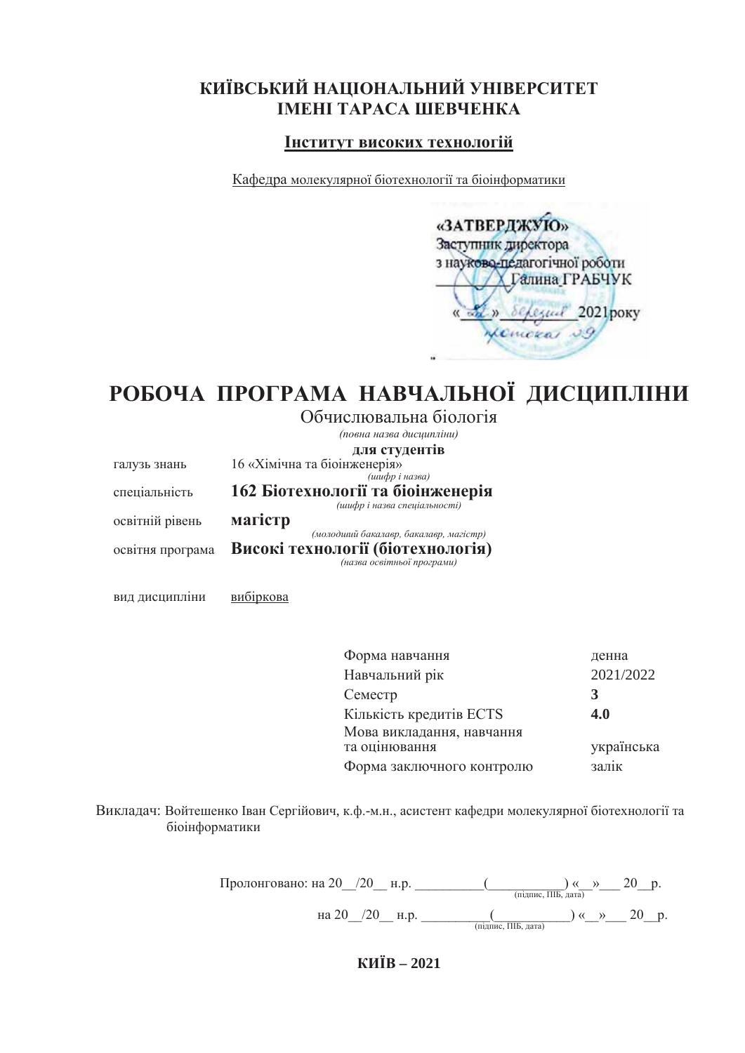**КИЇВСЬКИЙ НАЦІОНАЛЬНИЙ УНІВЕРСИТЕТ**
**ІМЕНІ ТАРАСА ШЕВЧЕНКА**

**Інститут високих технологій**

Кафедра молекулярної біотехнології та біоінформатики

«ЗАТВЕРДЖУЮ»
Заступник директора
з науково-педагогічної роботи
_________ Галина ГРАБЧУК
«\_\_» березня 2021 року

# РОБОЧА ПРОГРАМА НАВЧАЛЬНОЇ ДИСЦИПЛІНИ

Обчислювальна біологія
*(повна назва дисципліни)*

**для студентів**

галузь знань 16 «Хімічна та біоінженерія»
*(шифр і назва)*

спеціальність **162 Біотехнології та біоінженерія**
*(шифр і назва спеціальності)*

освітній рівень **магістр**
*(молодший бакалавр, бакалавр, магістр)*

освітня програма **Високі технології (біотехнологія)**
*(назва освітньої програми)*

вид дисципліни вибіркова

| | |
|---|---|
| Форма навчання | денна |
| Навчальний рік | 2021/2022 |
| Семестр | **3** |
| Кількість кредитів ECTS | **4.0** |
| Мова викладання, навчання та оцінювання | українська |
| Форма заключного контролю | залік |

Викладач: Войтешенко Іван Сергійович, к.ф.-м.н., асистент кафедри молекулярної біотехнології та біоінформатики

Пролонговано: на 20\_\_/20\_\_ н.р. \_\_\_\_\_\_\_\_\_(\_\_\_\_\_\_\_\_\_\_) «\_\_»\_\_\_ 20\_\_р.
(підпис, ПІБ, дата)

на 20\_\_/20\_\_ н.р. \_\_\_\_\_\_\_\_\_(\_\_\_\_\_\_\_\_\_\_) «\_\_»\_\_\_ 20\_\_р.
(підпис, ПІБ, дата)

**КИЇВ – 2021**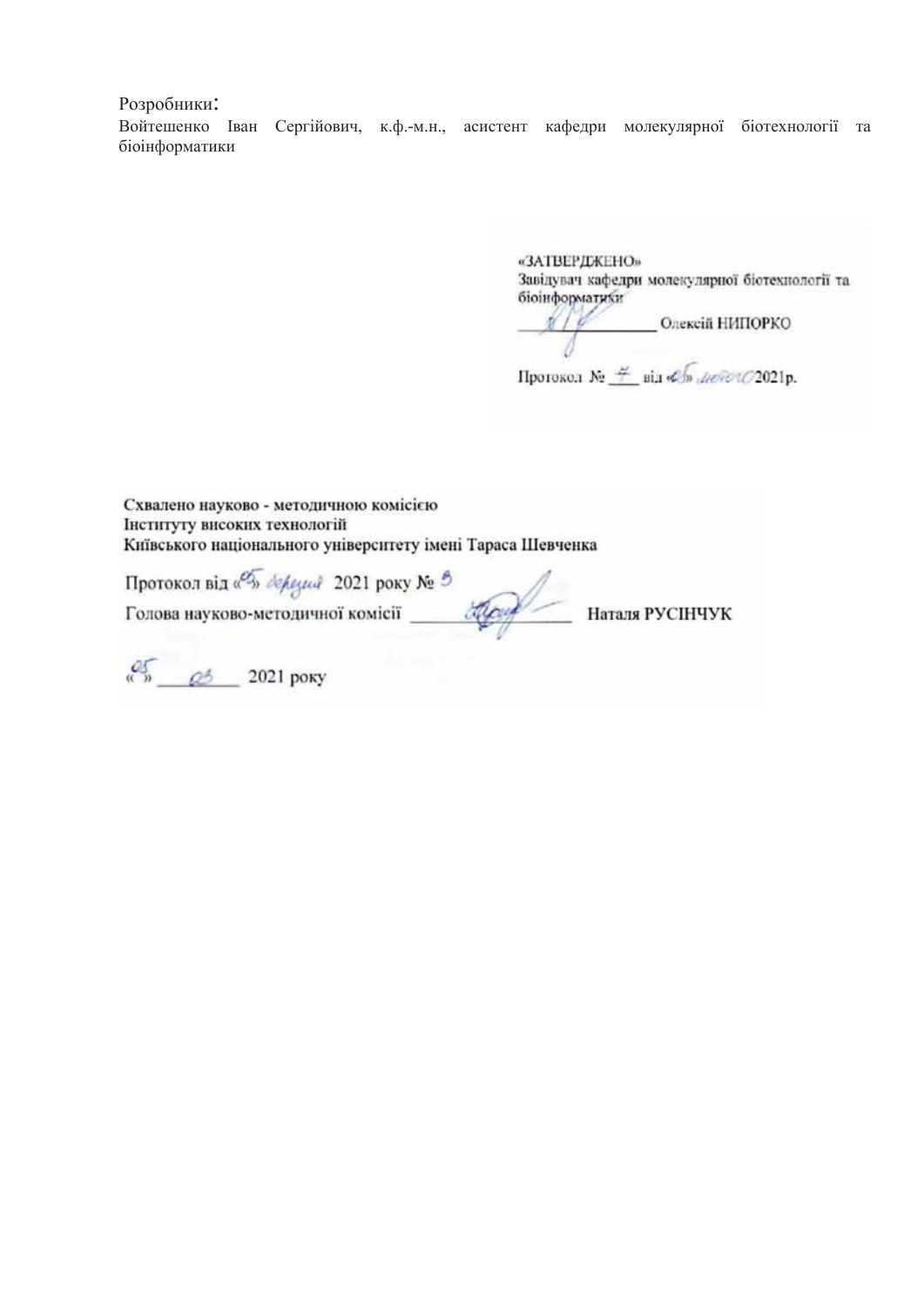Розробники:

Войтешенко Іван Сергійович, к.ф.-м.н., асистент кафедри молекулярної біотехнології та біоінформатики

«ЗАТВЕРДЖЕНО»
Завідувач кафедри молекулярної біотехнології та біоінформатики
_______________ Олексій НИПОРКО

Протокол № 7 від «25» лютого 2021р.

Схвалено науково - методичною комісією
Інституту високих технологій
Київського національного університету імені Тараса Шевченка

Протокол від «05» березня 2021 року № 3
Голова науково-методичної комісії _______________ Наталя РУСІНЧУК

«05» 03 2021 року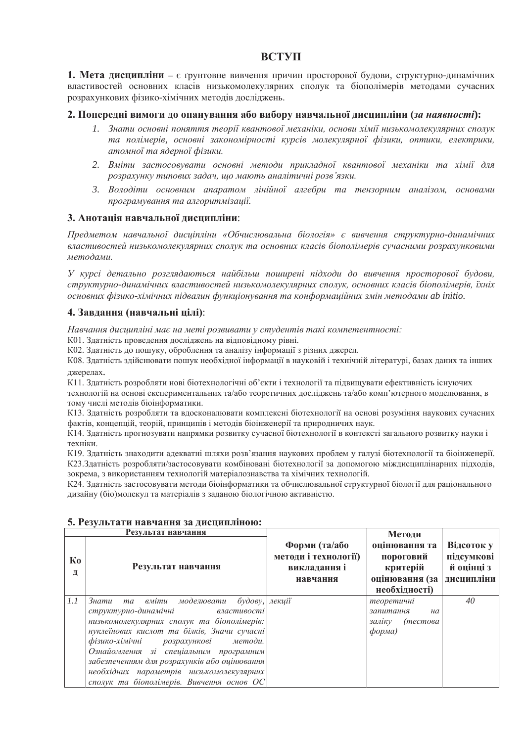# ВСТУП

**1. Мета дисципліни** – є ґрунтовне вивчення причин просторової будови, структурно-динамічних властивостей основних класів низькомолекулярних сполук та біополімерів методами сучасних розрахункових фізико-хімічних методів досліджень.

## 2. Попередні вимоги до опанування або вибору навчальної дисципліни (*за наявності*):

1. *Знати основні поняття теорії квантової механіки, основи хімії низькомолекулярних сполук та полімерів, основні закономірності курсів молекулярної фізики, оптики, електрики, атомної та ядерної фізики.*
2. *Вміти застосовувати основні методи прикладної квантової механіки та хімії для розрахунку типових задач, що мають аналітичні розв'язки.*
3. *Володіти основним апаратом лінійної алгебри та тензорним аналізом, основами програмування та алгоритмізації.*

## 3. Анотація навчальної дисципліни:

*Предметом навчальної дисціпліни «Обчислювальна біологія» є вивчення структурно-динамічних властивостей низькомолекулярних сполук та основних класів біополімерів сучасними розрахунковими методами.*

*У курсі детально розглядаються найбільш поширені підходи до вивчення просторової будови, структурно-динамічних властивостей низькомолекулярних сполук, основних класів біополімерів, їхніх основних фізико-хімічних підвалин функціонування та конформаційних змін методами ab initio.*

## 4. Завдання (навчальні цілі):

*Навчання дисципліні має на меті розвивати у студентів такі компетентності:*

К01. Здатність проведення досліджень на відповідному рівні.

К02. Здатність до пошуку, оброблення та аналізу інформації з різних джерел.

К08. Здатність здійснювати пошук необхідної інформації в науковій і технічній літературі, базах даних та інших джерелах.

К11. Здатність розробляти нові біотехнологічні об'єкти і технології та підвищувати ефективність існуючих технологій на основі експериментальних та/або теоретичних досліджень та/або комп'ютерного моделювання, в тому числі методів біоінформатики.

К13. Здатність розробляти та вдосконалювати комплексні біотехнології на основі розуміння наукових сучасних фактів, концепцій, теорій, принципів і методів біоінженерії та природничих наук.

К14. Здатність прогнозувати напрямки розвитку сучасної біотехнології в контексті загального розвитку науки і техніки.

К19. Здатність знаходити адекватні шляхи розв'язання наукових проблем у галузі біотехнології та біоінженерії.

К23.Здатність розробляти/застосовувати комбіновані біотехнології за допомогою міждисциплінарних підходів, зокрема, з використанням технологій матеріалознавства та хімічних технологій.

К24. Здатність застосовувати методи біоінформатики та обчислювальної структурної біології для раціонального дизайну (біо)молекул та матеріалів з заданою біологічною активністю.

## 5. Результати навчання за дисципліною:

| Результат навчання | | Форми (та/або методи і технології) викладання і навчання | Методи оцінювання та пороговий критерій оцінювання (за необхідності) | Відсоток у підсумкові й оцінці з дисципліни |
|---|---|---|---|---|
| **Код** | **Результат навчання** | | | |
| *1.1* | *Знати та вміти моделювати будову, структурно-динамічні властивості низькомолекулярних сполук та біополімерів: нуклеїнових кислот та білків, Значи сучасні фізико-хімічні розрахункові методи. Ознайомлення зі спеціальним програмним забезпеченням для розрахунків або оцінювання необхідних параметрів низькомолекулярних сполук та біополімерів. Вивчення основ ОС* | *лекції* | *теоретичні запитання на заліку (тестова форма)* | *40* |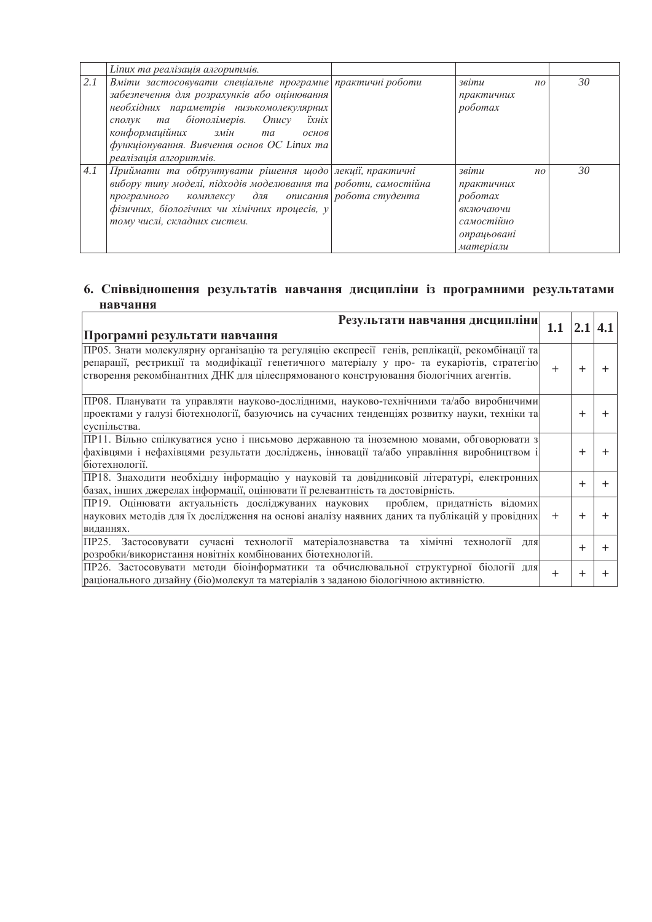| | | | | |
|---|---|---|---|---|
| | *Linux та реалізація алгоритмів.* | | | |
| *2.1* | *Вміти застосовувати спеціальне програмне забезпечення для розрахунків або оцінювання необхідних параметрів низькомолекулярних сполук та біополімерів. Опису їхніх конформаційних змін та основ функціонування. Вивчення основ ОС Linux та реалізація алгоритмів.* | *практичні роботи* | *звіти по практичних роботах* | *30* |
| *4.1* | *Приймати та обґрунтувати рішення щодо вибору типу моделі, підходів моделювання та програмного комплексу для описання фізичних, біологічних чи хімічних процесів, у тому числі, складних систем.* | *лекції, практичні роботи, самостійна робота студента* | *звіти по практичних роботах включаючи самостійно опрацьовані матеріали* | *30* |

## 6. Співвідношення результатів навчання дисципліни із програмними результатами навчання

| **Результати навчання дисципліни** / **Програмні результати навчання** | **1.1** | **2.1** | **4.1** |
|---|---|---|---|
| ПР05. Знати молекулярну організацію та регуляцію експресії генів, реплікації, рекомбінації та репарації, рестрикції та модифікації генетичного матеріалу у про- та еукаріотів, стратегію створення рекомбінантних ДНК для цілеспрямованого конструювання біологічних агентів. | + | + | + |
| ПР08. Планувати та управляти науково-дослідними, науково-технічними та/або виробничими проектами у галузі біотехнології, базуючись на сучасних тенденціях розвитку науки, техніки та суспільства. | | + | + |
| ПР11. Вільно спілкуватися усно і письмово державною та іноземною мовами, обговорювати з фахівцями і нефахівцями результати досліджень, інновації та/або управління виробництвом і біотехнології. | | + | + |
| ПР18. Знаходити необхідну інформацію у науковій та довідниковій літературі, електронних базах, інших джерелах інформації, оцінювати її релевантність та достовірність. | | + | + |
| ПР19. Оцінювати актуальність досліджуваних наукових проблем, придатність відомих наукових методів для їх дослідження на основі аналізу наявних даних та публікацій у провідних виданнях. | + | + | + |
| ПР25. Застосовувати сучасні технології матеріалознавства та хімічні технології для розробки/використання новітніх комбінованих біотехнологій. | | + | + |
| ПР26. Застосовувати методи біоінформатики та обчислювальної структурної біології для раціонального дизайну (біо)молекул та матеріалів з заданою біологічною активністю. | + | + | + |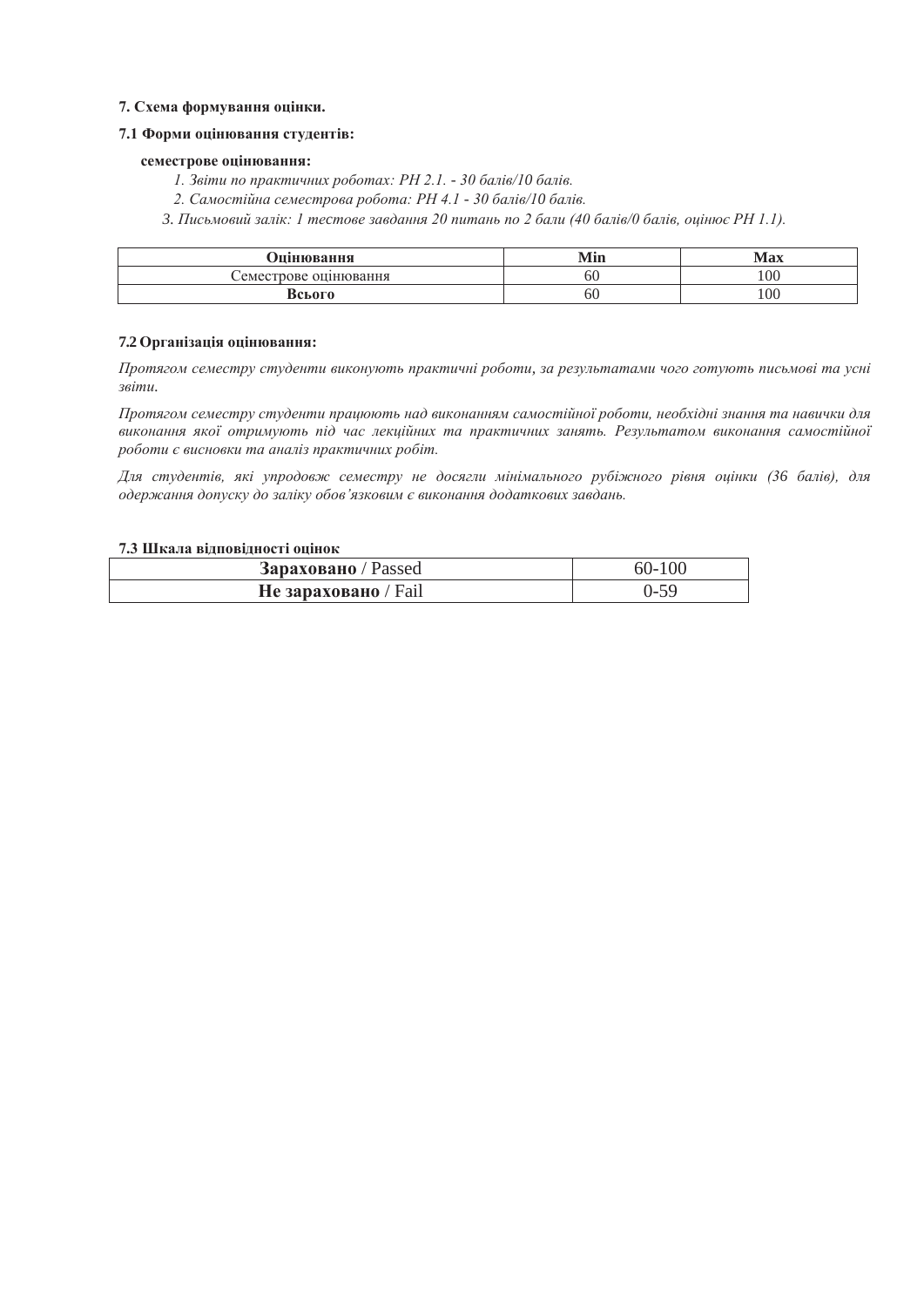**7. Схема формування оцінки.**

**7.1 Форми оцінювання студентів:**

**семестрове оцінювання:**

1. *Звіти по практичних роботах: РН 2.1. - 30 балів/10 балів.*
2. *Самостійна семестрова робота: РН 4.1 - 30 балів/10 балів.*
3. *Письмовий залік: 1 тестове завдання 20 питань по 2 бали (40 балів/0 балів, оцінює РН 1.1).*

| Оцінювання | Min | Max |
|---|---|---|
| Семестрове оцінювання | 60 | 100 |
| **Всього** | 60 | 100 |

**7.2 Організація оцінювання:**

*Протягом семестру студенти виконують практичні роботи, за результатами чого готують письмові та усні звіти.*

*Протягом семестру студенти працюють над виконанням самостійної роботи, необхідні знання та навички для виконання якої отримують під час лекційних та практичних занять. Результатом виконання самостійної роботи є висновки та аналіз практичних робіт.*

*Для студентів, які упродовж семестру не досягли мінімального рубіжного рівня оцінки (36 балів), для одержання допуску до заліку обов'язковим є виконання додаткових завдань.*

**7.3 Шкала відповідності оцінок**

| | |
|---|---|
| **Зараховано** / Passed | 60-100 |
| **Не зараховано** / Fail | 0-59 |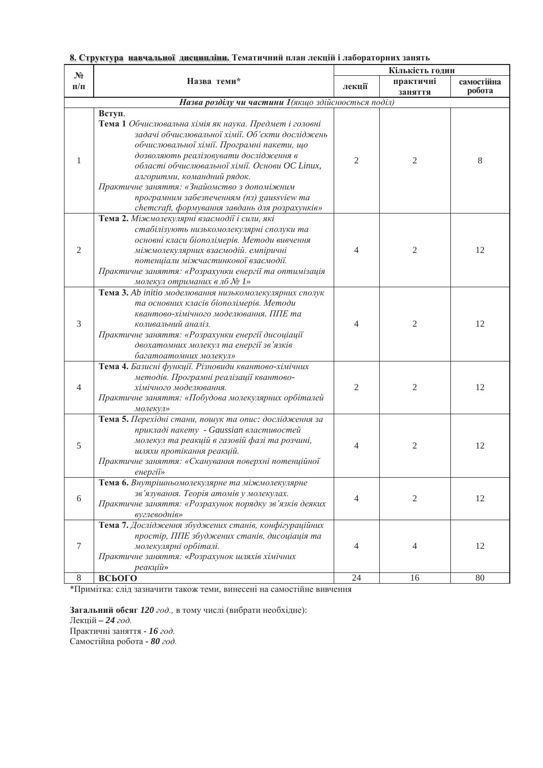**8. Структура навчальної дисципліни.** Тематичний план лекцій і лабораторних занять

| № п/п | Назва теми* | Кількість годин | | |
|---|---|---|---|---|
| | | лекції | практичні заняття | самостійна робота |
| | ***Назва розділу чи частини 1****(якщо здійснюється поділ)* | | | |
| 1 | **Вступ**. **Тема 1** *Обчислювальна хімія як наука. Предмет і головні задачі обчислювальної хімії. Об'єкти досліджень обчислювальної хімії. Програмні пакети, що дозволяють реалізовувати дослідження в області обчислювальної хімії. Основи ОС Linux, алгоритми, командний рядок.* *Практичне заняття: «Знайомство з допоміжним програмним забезпеченням (пз) gaussview та chemcraft, формування завдань для розрахунків»* | 2 | 2 | 8 |
| 2 | **Тема 2.** *Міжмолекулярні взаємодії і сили, які стабілізують низькомолекулярні сполуки та основні класи біополімерів. Методи вивчення міжмолекулярних взаємодій. емпіричні потенціали міжчастинкової взаємодії.* *Практичне заняття: «Розрахунки енергії та оптимізація молекул отриманих в лб № 1»* | 4 | 2 | 12 |
| 3 | **Тема 3.** *Ab initio моделювання низькомолекулярних сполук та основних класів біополімерів. Методи квантово-хімічного моделювання. ППЕ та коливальний аналіз.* *Практичне заняття: «Розрахунки енергії дисоціації двохатомних молекул та енергії зв'язків багатоатомних молекул»* | 4 | 2 | 12 |
| 4 | **Тема 4.** *Базисні функції. Різновиди квантово-хімічних методів. Програмні реалізації квантово-хімічного моделювання.* *Практичне заняття: «Побудова молекулярних орбіталей молекул»* | 2 | 2 | 12 |
| 5 | **Тема 5.** *Перехідні стани, пошук та опис: дослідження за прикладі пакету - Gaussian властивостей молекул та реакцій в газовій фазі та розчині, шляхи протікання реакцій.* *Практичне заняття: «Сканування поверхні потенційної енергії»* | 4 | 2 | 12 |
| 6 | **Тема 6.** *Внутрішньомолекулярне та міжмолекулярне зв'язування. Теорія атомів у молекулах.* *Практичне заняття: «Розрахунок порядку зв'язків деяких вуглеводнів»* | 4 | 2 | 12 |
| 7 | **Тема 7.** *Дослідження збуджених станів, конфігураційних простір, ППЕ збуджених станів, дисоціація та молекулярні орбіталі.* *Практичне заняття: «Розрахунок шляхів хімічних реакцій»* | 4 | 4 | 12 |
| 8 | **ВСЬОГО** | 24 | 16 | 80 |

*Примітка: слід зазначити також теми, винесені на самостійне вивчення

**Загальний обсяг** ***120*** *год.,* в тому числі (вибрати необхідне):
Лекцій ***– 24*** *год.*
Практичні заняття - ***16*** *год.*
Самостійна робота - ***80*** *год.*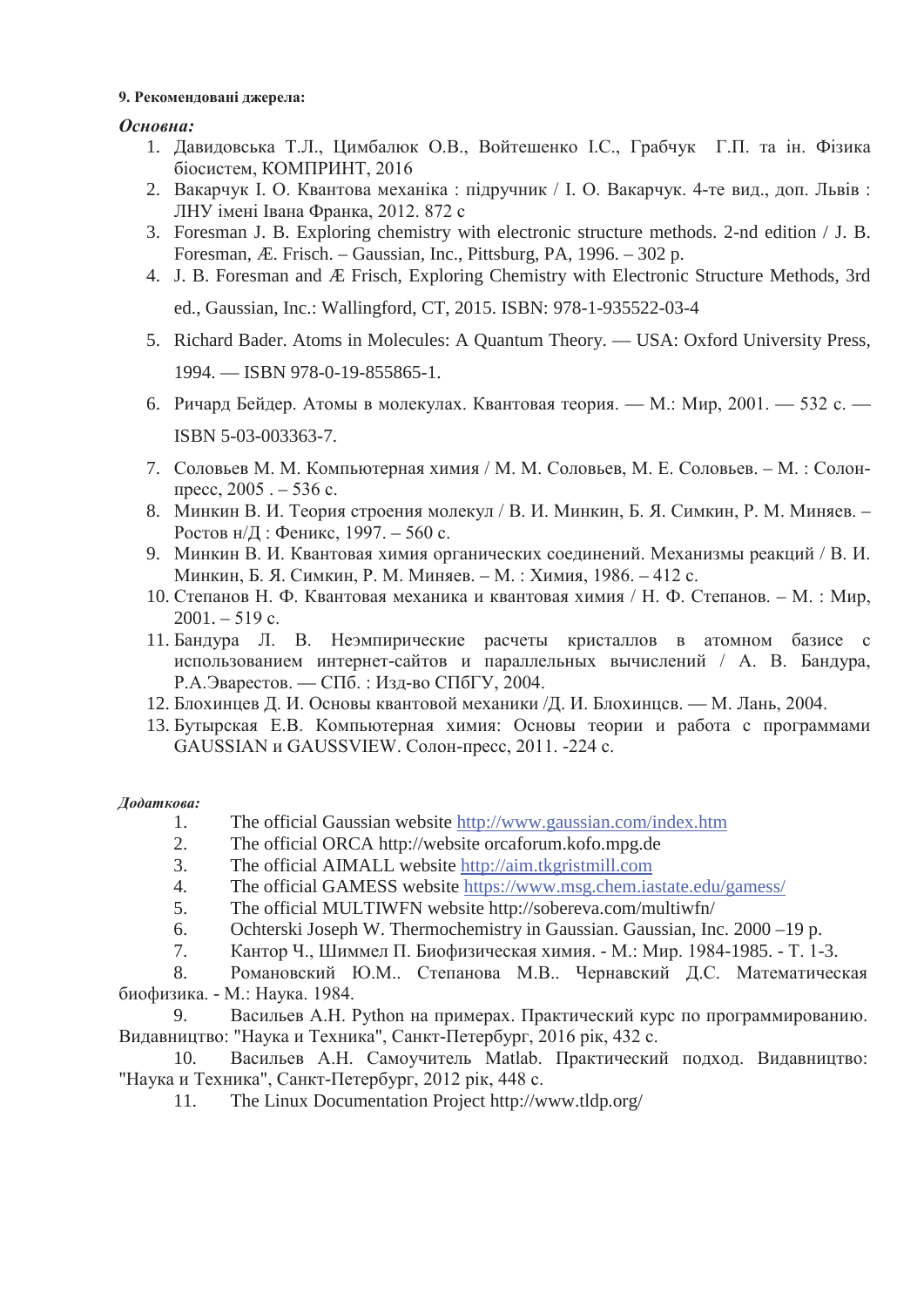**9. Рекомендовані джерела:**

***Основна:***

1. Давидовська Т.Л., Цимбалюк О.В., Войтешенко І.С., Грабчук Г.П. та ін. Фізика біосистем, КОМПРИНТ, 2016
2. Вакарчук І. О. Квантова механіка : підручник / І. О. Вакарчук. 4-те вид., доп. Львів : ЛНУ імені Івана Франка, 2012. 872 с
3. Foresman J. B. Exploring chemistry with electronic structure methods. 2-nd edition / J. B. Foresman, Æ. Frisch. – Gaussian, Inc., Pittsburg, PA, 1996. – 302 p.
4. J. B. Foresman and Æ Frisch, Exploring Chemistry with Electronic Structure Methods, 3rd ed., Gaussian, Inc.: Wallingford, CT, 2015. ISBN: 978-1-935522-03-4
5. Richard Bader. Atoms in Molecules: A Quantum Theory. — USA: Oxford University Press, 1994. — ISBN 978-0-19-855865-1.
6. Ричард Бейдер. Атомы в молекулах. Квантовая теория. — М.: Мир, 2001. — 532 с. — ISBN 5-03-003363-7.
7. Соловьев М. М. Компьютерная химия / М. М. Соловьев, М. Е. Соловьев. – М. : Солон-пресс, 2005 . – 536 с.
8. Минкин В. И. Теория строения молекул / В. И. Минкин, Б. Я. Симкин, Р. М. Миняев. – Ростов н/Д : Феникс, 1997. – 560 с.
9. Минкин В. И. Квантовая химия органических соединений. Механизмы реакций / В. И. Минкин, Б. Я. Симкин, Р. М. Миняев. – М. : Химия, 1986. – 412 с.
10. Степанов Н. Ф. Квантовая механика и квантовая химия / Н. Ф. Степанов. – М. : Мир, 2001. – 519 с.
11. Бандура Л. В. Неэмпирические расчеты кристаллов в атомном базисе с использованием интернет-сайтов и параллельных вычислений / А. В. Бандура, Р.А.Эварестов. — СПб. : Изд-во СПбГУ, 2004.
12. Блохинцев Д. И. Основы квантовой механики /Д. И. Блохинцсв. — М. Лань, 2004.
13. Бутырская Е.В. Компьютерная химия: Основы теории и работа с программами GAUSSIAN и GAUSSVIEW. Солон-пресс, 2011. -224 с.

***Додаткова:***

1. The official Gaussian website http://www.gaussian.com/index.htm
2. The official ORCA http://website orcaforum.kofo.mpg.de
3. The official AIMALL website http://aim.tkgristmill.com
4. The official GAMESS website https://www.msg.chem.iastate.edu/gamess/
5. The official MULTIWFN website http://sobereva.com/multiwfn/
6. Ochterski Joseph W. Thermochemistry in Gaussian. Gaussian, Inc. 2000 –19 p.
7. Кантор Ч., Шиммел П. Биофизическая химия. - М.: Мир. 1984-1985. - Т. 1-3.
8. Романовский Ю.М.. Степанова М.В.. Чернавский Д.С. Математическая биофизика. - М.: Наука. 1984.
9. Васильев А.Н. Python на примерах. Практический курс по программированию. Видавництво: "Наука и Техника", Санкт-Петербург, 2016 рік, 432 с.
10. Васильев А.Н. Самоучитель Matlab. Практический подход. Видавництво: "Наука и Техника", Санкт-Петербург, 2012 рік, 448 с.
11. The Linux Documentation Project http://www.tldp.org/